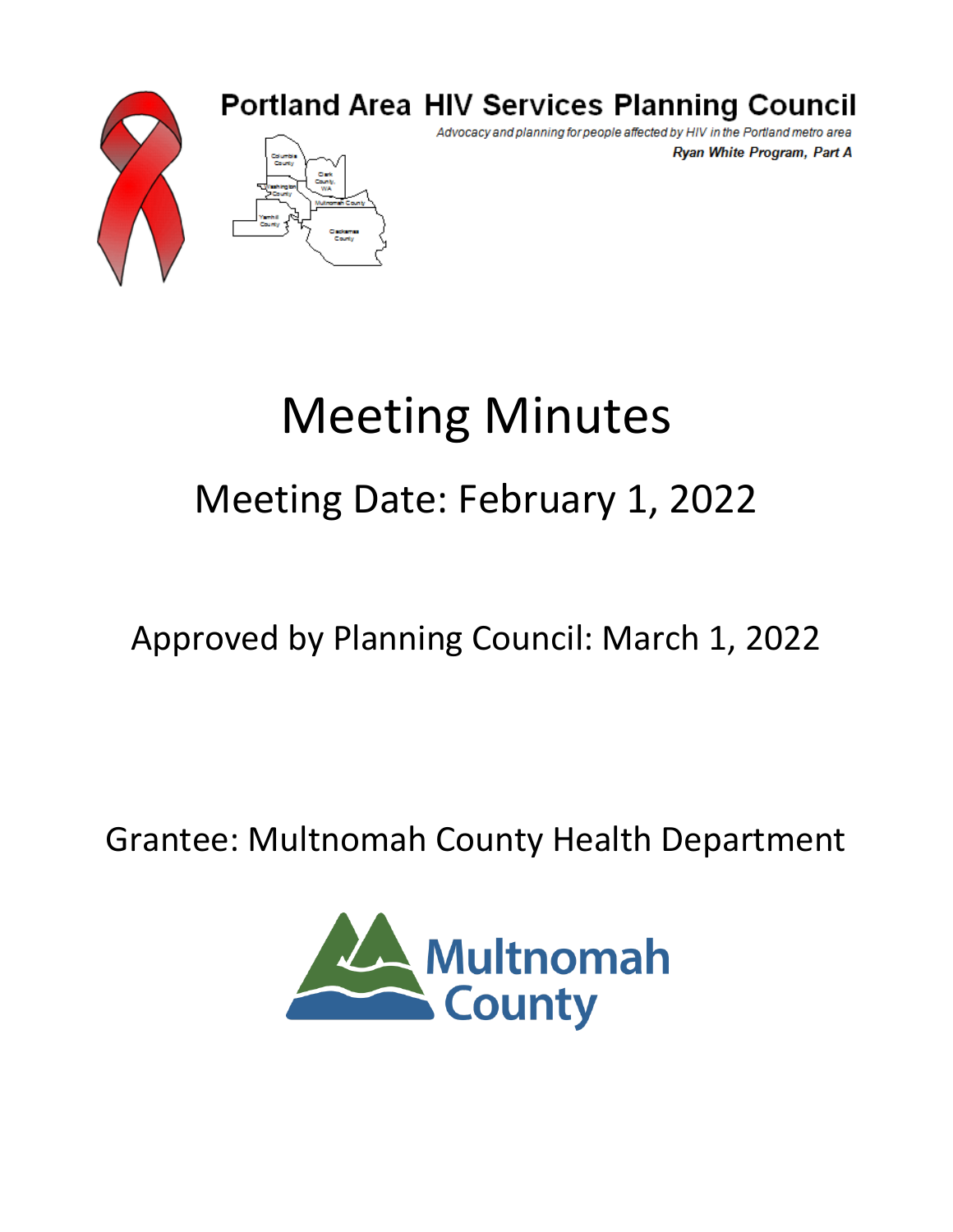Portland Area HIV Services Planning Council

*Advocacy and planning for people affected by HIV in the Portland metro area*

***Ryan White Program, Part A***

# Meeting Minutes

## Meeting Date: February 1, 2022

Approved by Planning Council: March 1, 2022

Grantee: Multnomah County Health Department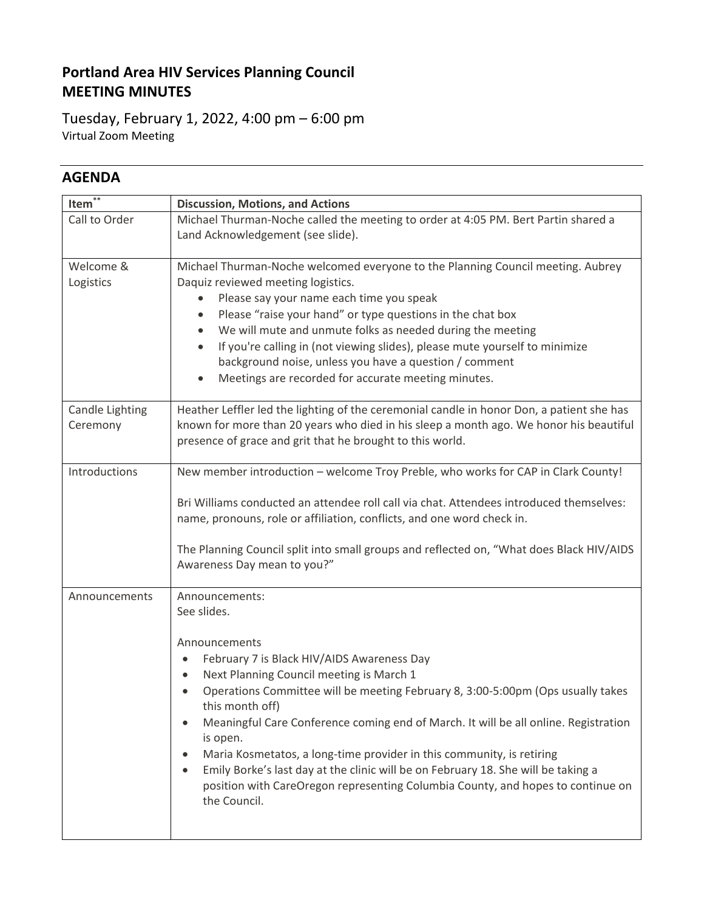# Portland Area HIV Services Planning Council
# MEETING MINUTES

Tuesday, February 1, 2022, 4:00 pm – 6:00 pm
Virtual Zoom Meeting

## AGENDA

| Item** | Discussion, Motions, and Actions |
|---|---|
| Call to Order | Michael Thurman-Noche called the meeting to order at 4:05 PM. Bert Partin shared a Land Acknowledgement (see slide). |
| Welcome & Logistics | Michael Thurman-Noche welcomed everyone to the Planning Council meeting. Aubrey Daquiz reviewed meeting logistics.<br>• Please say your name each time you speak<br>• Please "raise your hand" or type questions in the chat box<br>• We will mute and unmute folks as needed during the meeting<br>• If you're calling in (not viewing slides), please mute yourself to minimize background noise, unless you have a question / comment<br>• Meetings are recorded for accurate meeting minutes. |
| Candle Lighting Ceremony | Heather Leffler led the lighting of the ceremonial candle in honor Don, a patient she has known for more than 20 years who died in his sleep a month ago. We honor his beautiful presence of grace and grit that he brought to this world. |
| Introductions | New member introduction – welcome Troy Preble, who works for CAP in Clark County!<br><br>Bri Williams conducted an attendee roll call via chat. Attendees introduced themselves: name, pronouns, role or affiliation, conflicts, and one word check in.<br><br>The Planning Council split into small groups and reflected on, "What does Black HIV/AIDS Awareness Day mean to you?" |
| Announcements | Announcements:<br>See slides.<br><br>Announcements<br>• February 7 is Black HIV/AIDS Awareness Day<br>• Next Planning Council meeting is March 1<br>• Operations Committee will be meeting February 8, 3:00-5:00pm (Ops usually takes this month off)<br>• Meaningful Care Conference coming end of March. It will be all online. Registration is open.<br>• Maria Kosmetatos, a long-time provider in this community, is retiring<br>• Emily Borke's last day at the clinic will be on February 18. She will be taking a position with CareOregon representing Columbia County, and hopes to continue on the Council. |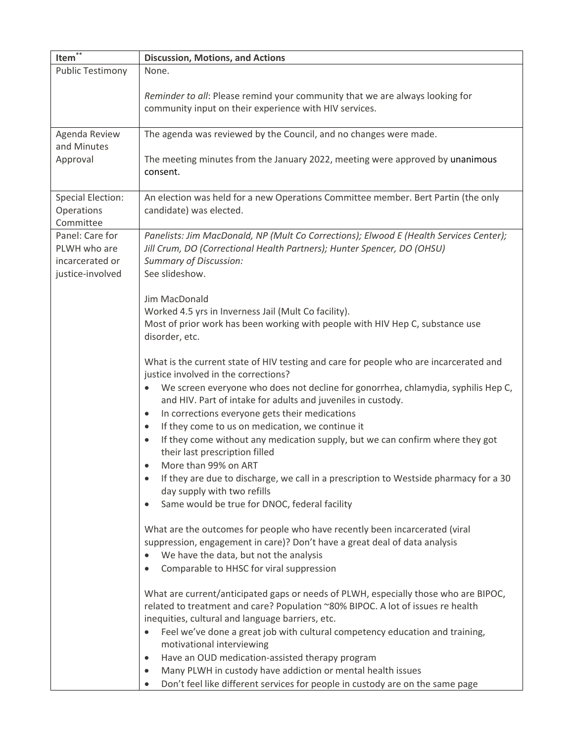| Item** | Discussion, Motions, and Actions |
|---|---|
| Public Testimony | None.<br><br>*Reminder to all*: Please remind your community that we are always looking for community input on their experience with HIV services. |
| Agenda Review and Minutes Approval | The agenda was reviewed by the Council, and no changes were made.<br><br>The meeting minutes from the January 2022, meeting were approved by unanimous consent. |
| Special Election: Operations Committee | An election was held for a new Operations Committee member. Bert Partin (the only candidate) was elected. |
| Panel: Care for PLWH who are incarcerated or justice-involved | *Panelists: Jim MacDonald, NP (Mult Co Corrections); Elwood E (Health Services Center); Jill Crum, DO (Correctional Health Partners); Hunter Spencer, DO (OHSU)*<br>*Summary of Discussion:*<br>See slideshow.<br><br>Jim MacDonald<br>Worked 4.5 yrs in Inverness Jail (Mult Co facility).<br>Most of prior work has been working with people with HIV Hep C, substance use disorder, etc.<br><br>What is the current state of HIV testing and care for people who are incarcerated and justice involved in the corrections?<br>• We screen everyone who does not decline for gonorrhea, chlamydia, syphilis Hep C, and HIV. Part of intake for adults and juveniles in custody.<br>• In corrections everyone gets their medications<br>• If they come to us on medication, we continue it<br>• If they come without any medication supply, but we can confirm where they got their last prescription filled<br>• More than 99% on ART<br>• If they are due to discharge, we call in a prescription to Westside pharmacy for a 30 day supply with two refills<br>• Same would be true for DNOC, federal facility<br><br>What are the outcomes for people who have recently been incarcerated (viral suppression, engagement in care)? Don't have a great deal of data analysis<br>• We have the data, but not the analysis<br>• Comparable to HHSC for viral suppression<br><br>What are current/anticipated gaps or needs of PLWH, especially those who are BIPOC, related to treatment and care? Population ~80% BIPOC. A lot of issues re health inequities, cultural and language barriers, etc.<br>• Feel we've done a great job with cultural competency education and training, motivational interviewing<br>• Have an OUD medication-assisted therapy program<br>• Many PLWH in custody have addiction or mental health issues<br>• Don't feel like different services for people in custody are on the same page |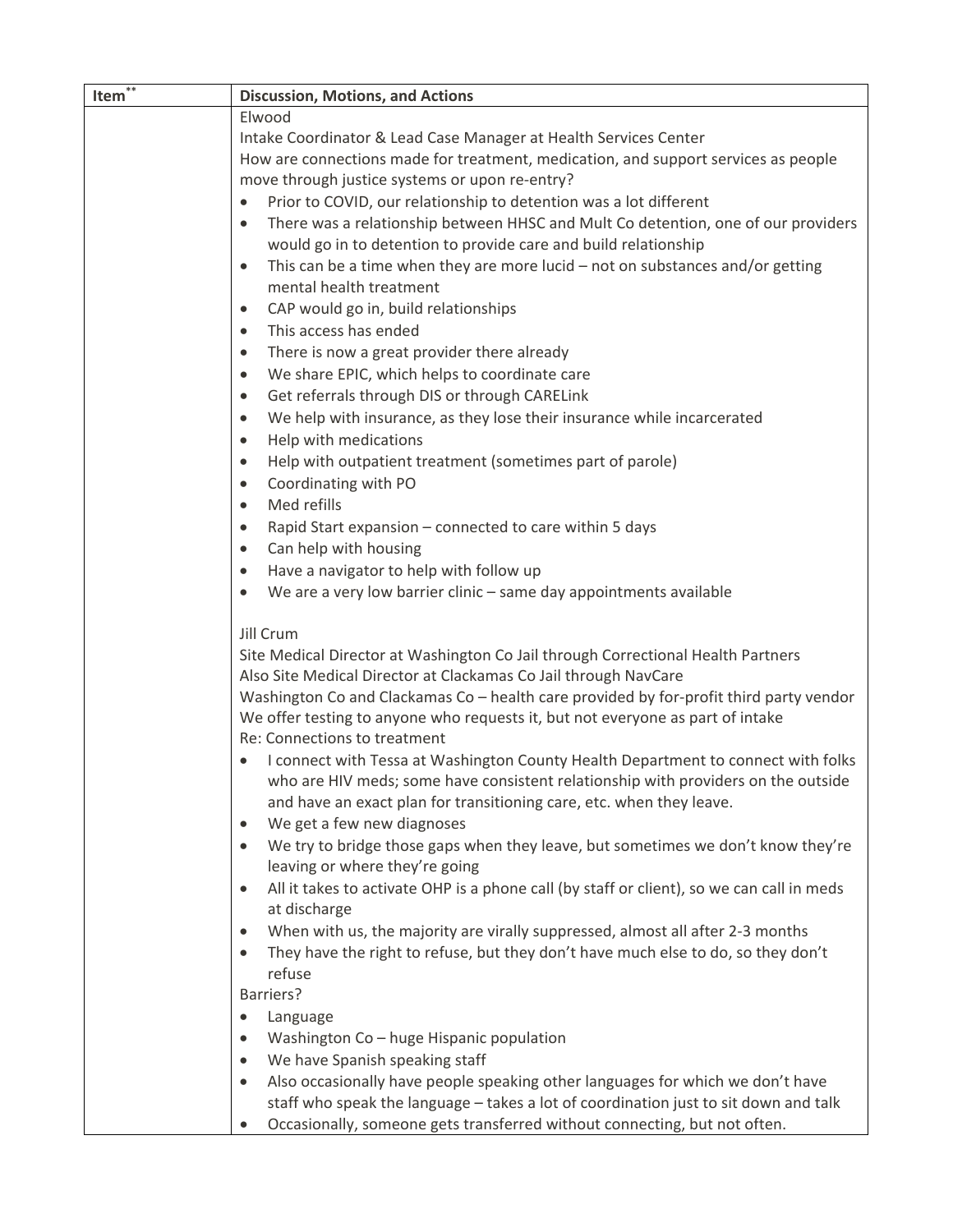| Item** | Discussion, Motions, and Actions |
|---|---|
| | Elwood<br>Intake Coordinator & Lead Case Manager at Health Services Center<br>How are connections made for treatment, medication, and support services as people move through justice systems or upon re-entry?<br>• Prior to COVID, our relationship to detention was a lot different<br>• There was a relationship between HHSC and Mult Co detention, one of our providers would go in to detention to provide care and build relationship<br>• This can be a time when they are more lucid – not on substances and/or getting mental health treatment<br>• CAP would go in, build relationships<br>• This access has ended<br>• There is now a great provider there already<br>• We share EPIC, which helps to coordinate care<br>• Get referrals through DIS or through CARELink<br>• We help with insurance, as they lose their insurance while incarcerated<br>• Help with medications<br>• Help with outpatient treatment (sometimes part of parole)<br>• Coordinating with PO<br>• Med refills<br>• Rapid Start expansion – connected to care within 5 days<br>• Can help with housing<br>• Have a navigator to help with follow up<br>• We are a very low barrier clinic – same day appointments available<br><br>Jill Crum<br>Site Medical Director at Washington Co Jail through Correctional Health Partners<br>Also Site Medical Director at Clackamas Co Jail through NavCare<br>Washington Co and Clackamas Co – health care provided by for-profit third party vendor<br>We offer testing to anyone who requests it, but not everyone as part of intake<br>Re: Connections to treatment<br>• I connect with Tessa at Washington County Health Department to connect with folks who are HIV meds; some have consistent relationship with providers on the outside and have an exact plan for transitioning care, etc. when they leave.<br>• We get a few new diagnoses<br>• We try to bridge those gaps when they leave, but sometimes we don't know they're leaving or where they're going<br>• All it takes to activate OHP is a phone call (by staff or client), so we can call in meds at discharge<br>• When with us, the majority are virally suppressed, almost all after 2-3 months<br>• They have the right to refuse, but they don't have much else to do, so they don't refuse<br>Barriers?<br>• Language<br>• Washington Co – huge Hispanic population<br>• We have Spanish speaking staff<br>• Also occasionally have people speaking other languages for which we don't have staff who speak the language – takes a lot of coordination just to sit down and talk<br>• Occasionally, someone gets transferred without connecting, but not often. |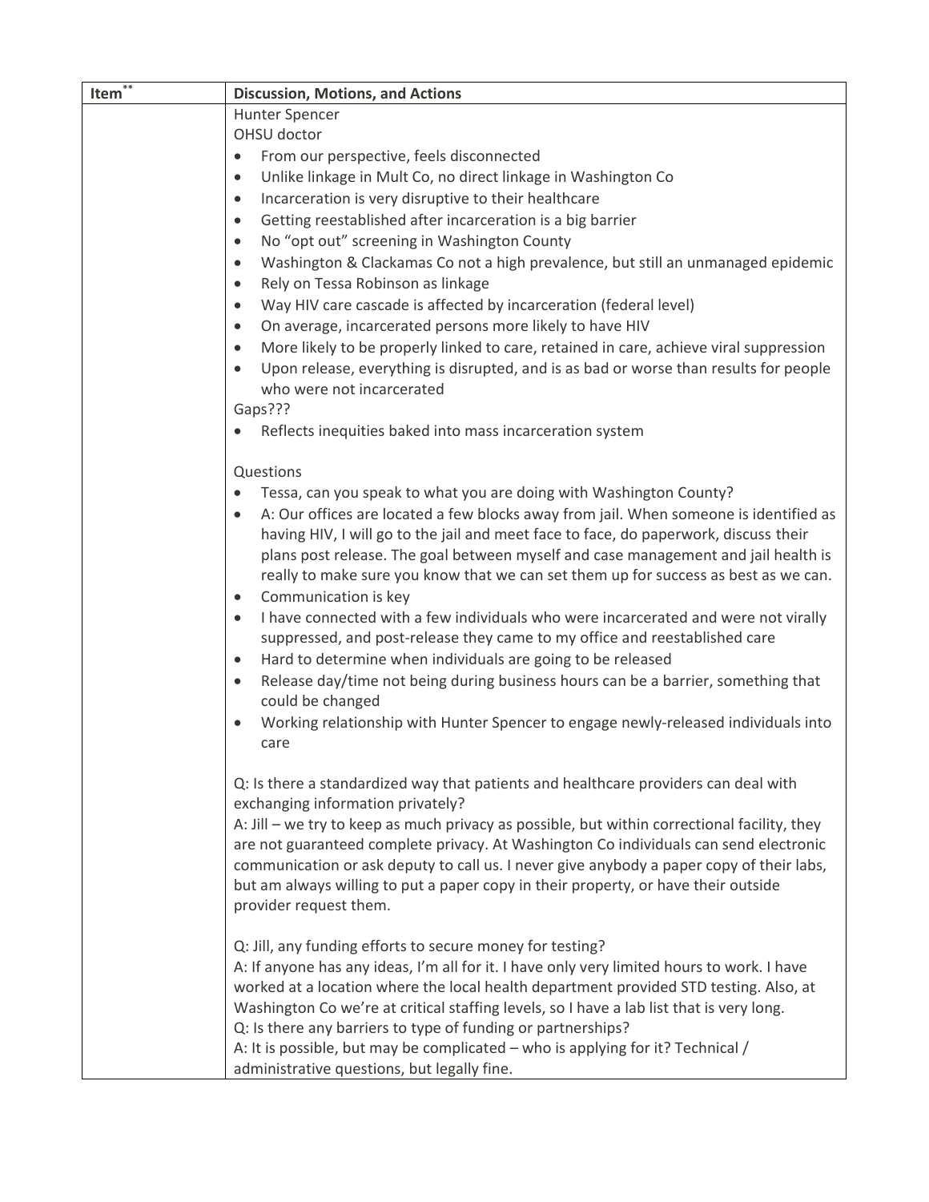| Item** | Discussion, Motions, and Actions |
|---|---|
| | Hunter Spencer<br>OHSU doctor<br>• From our perspective, feels disconnected<br>• Unlike linkage in Mult Co, no direct linkage in Washington Co<br>• Incarceration is very disruptive to their healthcare<br>• Getting reestablished after incarceration is a big barrier<br>• No "opt out" screening in Washington County<br>• Washington & Clackamas Co not a high prevalence, but still an unmanaged epidemic<br>• Rely on Tessa Robinson as linkage<br>• Way HIV care cascade is affected by incarceration (federal level)<br>• On average, incarcerated persons more likely to have HIV<br>• More likely to be properly linked to care, retained in care, achieve viral suppression<br>• Upon release, everything is disrupted, and is as bad or worse than results for people who were not incarcerated<br>Gaps???<br>• Reflects inequities baked into mass incarceration system<br><br>Questions<br>• Tessa, can you speak to what you are doing with Washington County?<br>• A: Our offices are located a few blocks away from jail. When someone is identified as having HIV, I will go to the jail and meet face to face, do paperwork, discuss their plans post release. The goal between myself and case management and jail health is really to make sure you know that we can set them up for success as best as we can.<br>• Communication is key<br>• I have connected with a few individuals who were incarcerated and were not virally suppressed, and post-release they came to my office and reestablished care<br>• Hard to determine when individuals are going to be released<br>• Release day/time not being during business hours can be a barrier, something that could be changed<br>• Working relationship with Hunter Spencer to engage newly-released individuals into care<br><br>Q: Is there a standardized way that patients and healthcare providers can deal with exchanging information privately?<br>A: Jill – we try to keep as much privacy as possible, but within correctional facility, they are not guaranteed complete privacy. At Washington Co individuals can send electronic communication or ask deputy to call us. I never give anybody a paper copy of their labs, but am always willing to put a paper copy in their property, or have their outside provider request them.<br><br>Q: Jill, any funding efforts to secure money for testing?<br>A: If anyone has any ideas, I'm all for it. I have only very limited hours to work. I have worked at a location where the local health department provided STD testing. Also, at Washington Co we're at critical staffing levels, so I have a lab list that is very long.<br>Q: Is there any barriers to type of funding or partnerships?<br>A: It is possible, but may be complicated – who is applying for it? Technical / administrative questions, but legally fine. |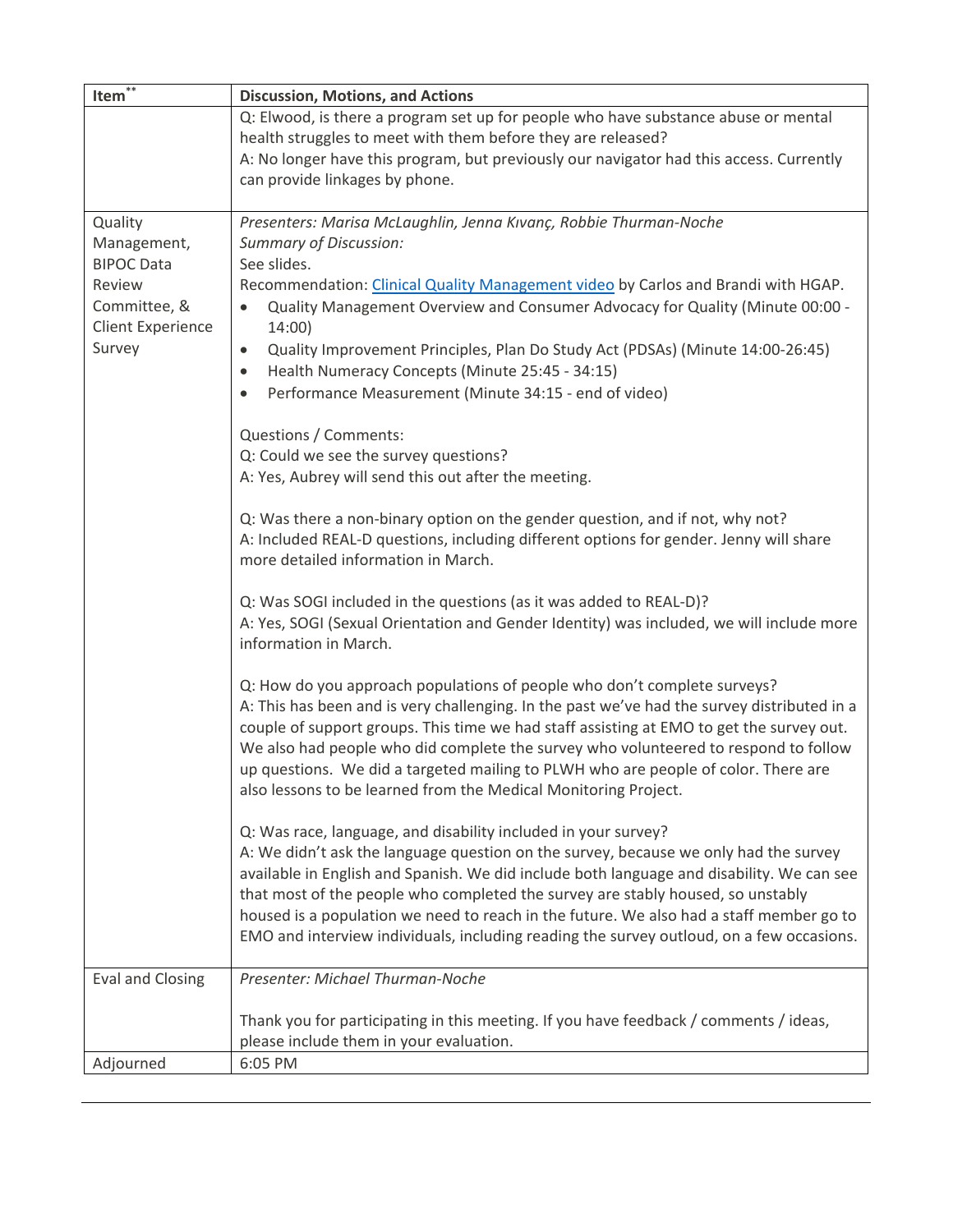| Item[**] | Discussion, Motions, and Actions |
|---|---|
| | Q: Elwood, is there a program set up for people who have substance abuse or mental health struggles to meet with them before they are released?<br>A: No longer have this program, but previously our navigator had this access. Currently can provide linkages by phone. |
| Quality Management, BIPOC Data Review Committee, & Client Experience Survey | *Presenters: Marisa McLaughlin, Jenna Kıvanç, Robbie Thurman-Noche*<br>*Summary of Discussion:*<br>See slides.<br>Recommendation: [Clinical Quality Management video]() by Carlos and Brandi with HGAP.<br>• Quality Management Overview and Consumer Advocacy for Quality (Minute 00:00 - 14:00)<br>• Quality Improvement Principles, Plan Do Study Act (PDSAs) (Minute 14:00-26:45)<br>• Health Numeracy Concepts (Minute 25:45 - 34:15)<br>• Performance Measurement (Minute 34:15 - end of video)<br><br>Questions / Comments:<br>Q: Could we see the survey questions?<br>A: Yes, Aubrey will send this out after the meeting.<br><br>Q: Was there a non-binary option on the gender question, and if not, why not?<br>A: Included REAL-D questions, including different options for gender. Jenny will share more detailed information in March.<br><br>Q: Was SOGI included in the questions (as it was added to REAL-D)?<br>A: Yes, SOGI (Sexual Orientation and Gender Identity) was included, we will include more information in March.<br><br>Q: How do you approach populations of people who don't complete surveys?<br>A: This has been and is very challenging. In the past we've had the survey distributed in a couple of support groups. This time we had staff assisting at EMO to get the survey out. We also had people who did complete the survey who volunteered to respond to follow up questions. We did a targeted mailing to PLWH who are people of color. There are also lessons to be learned from the Medical Monitoring Project.<br><br>Q: Was race, language, and disability included in your survey?<br>A: We didn't ask the language question on the survey, because we only had the survey available in English and Spanish. We did include both language and disability. We can see that most of the people who completed the survey are stably housed, so unstably housed is a population we need to reach in the future. We also had a staff member go to EMO and interview individuals, including reading the survey outloud, on a few occasions. |
| Eval and Closing | *Presenter: Michael Thurman-Noche*<br><br>Thank you for participating in this meeting. If you have feedback / comments / ideas, please include them in your evaluation. |
| Adjourned | 6:05 PM |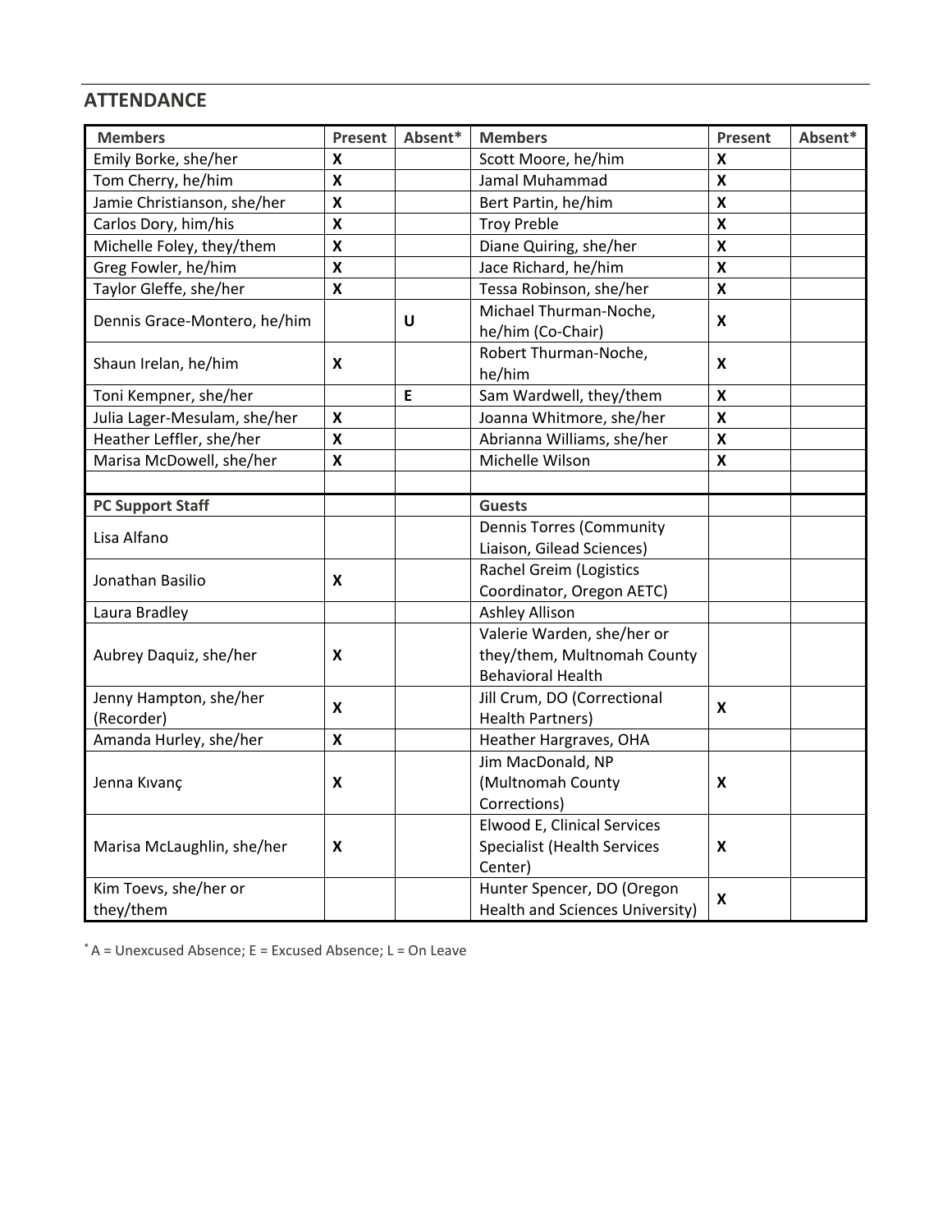## ATTENDANCE

| Members | Present | Absent* | Members | Present | Absent* |
|---|---|---|---|---|---|
| Emily Borke, she/her | X | | Scott Moore, he/him | X | |
| Tom Cherry, he/him | X | | Jamal Muhammad | X | |
| Jamie Christianson, she/her | X | | Bert Partin, he/him | X | |
| Carlos Dory, him/his | X | | Troy Preble | X | |
| Michelle Foley, they/them | X | | Diane Quiring, she/her | X | |
| Greg Fowler, he/him | X | | Jace Richard, he/him | X | |
| Taylor Gleffe, she/her | X | | Tessa Robinson, she/her | X | |
| Dennis Grace-Montero, he/him | | U | Michael Thurman-Noche, he/him (Co-Chair) | X | |
| Shaun Irelan, he/him | X | | Robert Thurman-Noche, he/him | X | |
| Toni Kempner, she/her | | E | Sam Wardwell, they/them | X | |
| Julia Lager-Mesulam, she/her | X | | Joanna Whitmore, she/her | X | |
| Heather Leffler, she/her | X | | Abrianna Williams, she/her | X | |
| Marisa McDowell, she/her | X | | Michelle Wilson | X | |
| | | | | | |
| **PC Support Staff** | | | **Guests** | | |
| Lisa Alfano | | | Dennis Torres (Community Liaison, Gilead Sciences) | | |
| Jonathan Basilio | X | | Rachel Greim (Logistics Coordinator, Oregon AETC) | | |
| Laura Bradley | | | Ashley Allison | | |
| Aubrey Daquiz, she/her | X | | Valerie Warden, she/her or they/them, Multnomah County Behavioral Health | | |
| Jenny Hampton, she/her (Recorder) | X | | Jill Crum, DO (Correctional Health Partners) | X | |
| Amanda Hurley, she/her | X | | Heather Hargraves, OHA | | |
| Jenna Kıvanç | X | | Jim MacDonald, NP (Multnomah County Corrections) | X | |
| Marisa McLaughlin, she/her | X | | Elwood E, Clinical Services Specialist (Health Services Center) | X | |
| Kim Toevs, she/her or they/them | | | Hunter Spencer, DO (Oregon Health and Sciences University) | X | |

* A = Unexcused Absence; E = Excused Absence; L = On Leave